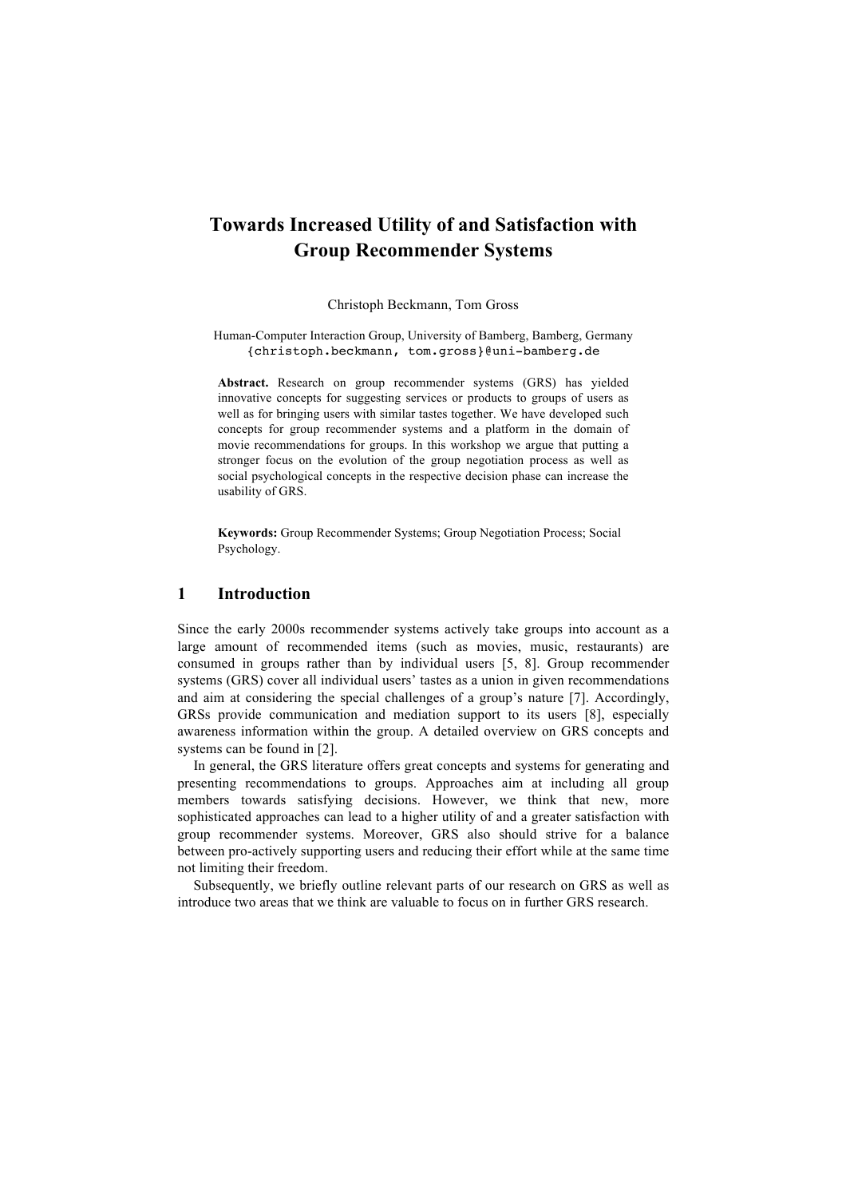# Towards Increased Utility of and Satisfaction with Group Recommender Systems

Christoph Beckmann, Tom Gross

Human-Computer Interaction Group, University of Bamberg, Bamberg, Germany
{christoph.beckmann, tom.gross}@uni-bamberg.de

**Abstract.** Research on group recommender systems (GRS) has yielded innovative concepts for suggesting services or products to groups of users as well as for bringing users with similar tastes together. We have developed such concepts for group recommender systems and a platform in the domain of movie recommendations for groups. In this workshop we argue that putting a stronger focus on the evolution of the group negotiation process as well as social psychological concepts in the respective decision phase can increase the usability of GRS.

**Keywords:** Group Recommender Systems; Group Negotiation Process; Social Psychology.

## 1 Introduction

Since the early 2000s recommender systems actively take groups into account as a large amount of recommended items (such as movies, music, restaurants) are consumed in groups rather than by individual users [5, 8]. Group recommender systems (GRS) cover all individual users' tastes as a union in given recommendations and aim at considering the special challenges of a group's nature [7]. Accordingly, GRSs provide communication and mediation support to its users [8], especially awareness information within the group. A detailed overview on GRS concepts and systems can be found in [2].

In general, the GRS literature offers great concepts and systems for generating and presenting recommendations to groups. Approaches aim at including all group members towards satisfying decisions. However, we think that new, more sophisticated approaches can lead to a higher utility of and a greater satisfaction with group recommender systems. Moreover, GRS also should strive for a balance between pro-actively supporting users and reducing their effort while at the same time not limiting their freedom.

Subsequently, we briefly outline relevant parts of our research on GRS as well as introduce two areas that we think are valuable to focus on in further GRS research.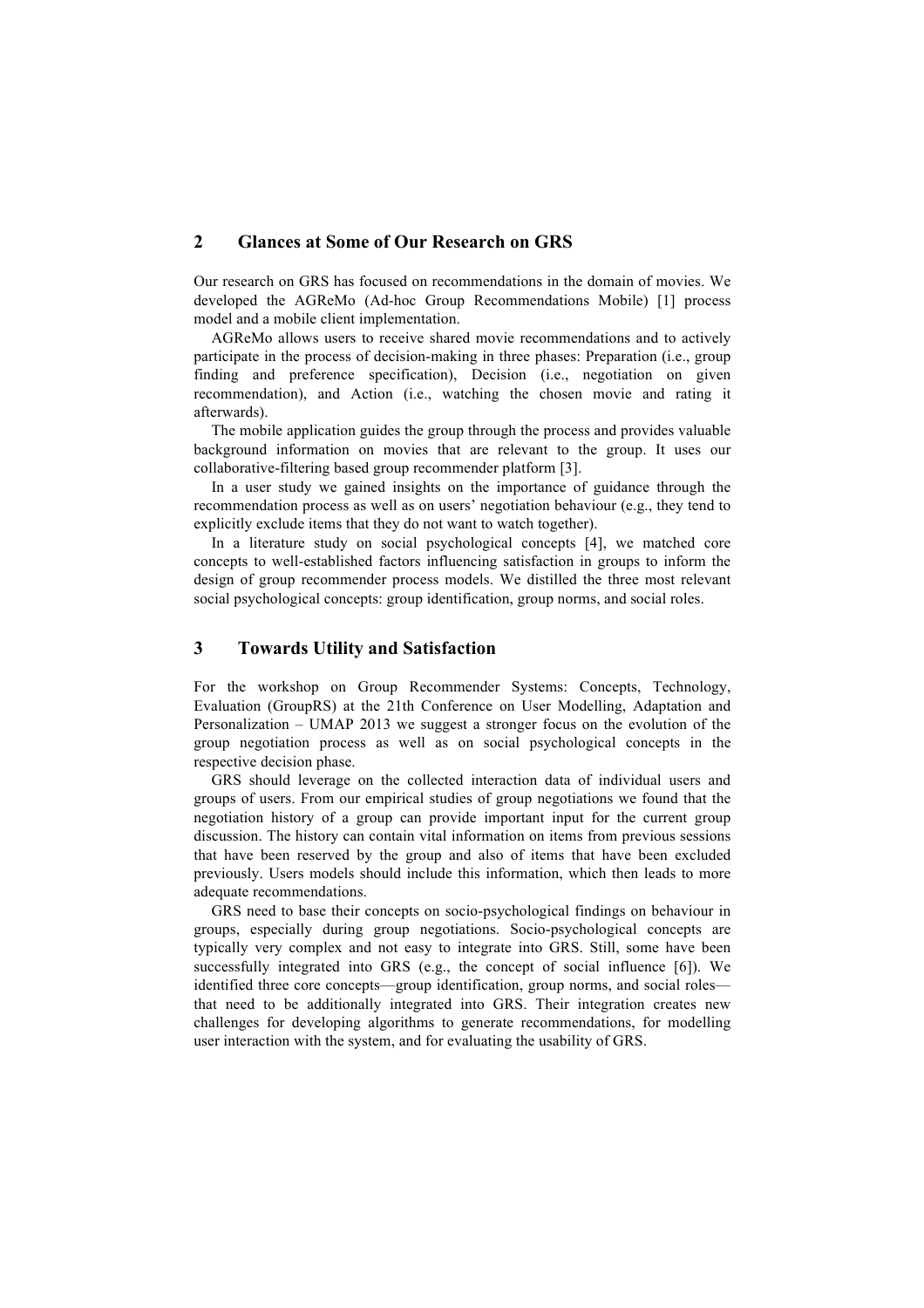## 2 Glances at Some of Our Research on GRS

Our research on GRS has focused on recommendations in the domain of movies. We developed the AGReMo (Ad-hoc Group Recommendations Mobile) [1] process model and a mobile client implementation.

AGReMo allows users to receive shared movie recommendations and to actively participate in the process of decision-making in three phases: Preparation (i.e., group finding and preference specification), Decision (i.e., negotiation on given recommendation), and Action (i.e., watching the chosen movie and rating it afterwards).

The mobile application guides the group through the process and provides valuable background information on movies that are relevant to the group. It uses our collaborative-filtering based group recommender platform [3].

In a user study we gained insights on the importance of guidance through the recommendation process as well as on users' negotiation behaviour (e.g., they tend to explicitly exclude items that they do not want to watch together).

In a literature study on social psychological concepts [4], we matched core concepts to well-established factors influencing satisfaction in groups to inform the design of group recommender process models. We distilled the three most relevant social psychological concepts: group identification, group norms, and social roles.

## 3 Towards Utility and Satisfaction

For the workshop on Group Recommender Systems: Concepts, Technology, Evaluation (GroupRS) at the 21th Conference on User Modelling, Adaptation and Personalization – UMAP 2013 we suggest a stronger focus on the evolution of the group negotiation process as well as on social psychological concepts in the respective decision phase.

GRS should leverage on the collected interaction data of individual users and groups of users. From our empirical studies of group negotiations we found that the negotiation history of a group can provide important input for the current group discussion. The history can contain vital information on items from previous sessions that have been reserved by the group and also of items that have been excluded previously. Users models should include this information, which then leads to more adequate recommendations.

GRS need to base their concepts on socio-psychological findings on behaviour in groups, especially during group negotiations. Socio-psychological concepts are typically very complex and not easy to integrate into GRS. Still, some have been successfully integrated into GRS (e.g., the concept of social influence [6]). We identified three core concepts—group identification, group norms, and social roles—that need to be additionally integrated into GRS. Their integration creates new challenges for developing algorithms to generate recommendations, for modelling user interaction with the system, and for evaluating the usability of GRS.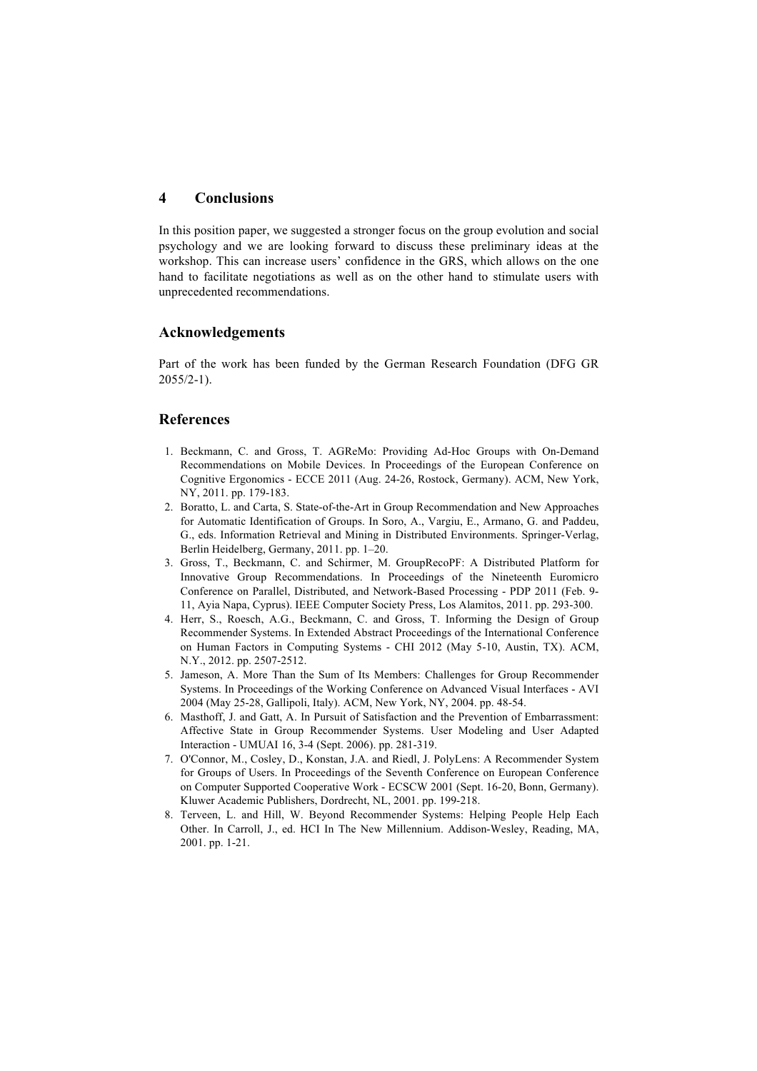## 4 Conclusions

In this position paper, we suggested a stronger focus on the group evolution and social psychology and we are looking forward to discuss these preliminary ideas at the workshop. This can increase users' confidence in the GRS, which allows on the one hand to facilitate negotiations as well as on the other hand to stimulate users with unprecedented recommendations.

## Acknowledgements

Part of the work has been funded by the German Research Foundation (DFG GR 2055/2-1).

## References

1. Beckmann, C. and Gross, T. AGReMo: Providing Ad-Hoc Groups with On-Demand Recommendations on Mobile Devices. In Proceedings of the European Conference on Cognitive Ergonomics - ECCE 2011 (Aug. 24-26, Rostock, Germany). ACM, New York, NY, 2011. pp. 179-183.
2. Boratto, L. and Carta, S. State-of-the-Art in Group Recommendation and New Approaches for Automatic Identification of Groups. In Soro, A., Vargiu, E., Armano, G. and Paddeu, G., eds. Information Retrieval and Mining in Distributed Environments. Springer-Verlag, Berlin Heidelberg, Germany, 2011. pp. 1–20.
3. Gross, T., Beckmann, C. and Schirmer, M. GroupRecoPF: A Distributed Platform for Innovative Group Recommendations. In Proceedings of the Nineteenth Euromicro Conference on Parallel, Distributed, and Network-Based Processing - PDP 2011 (Feb. 9-11, Ayia Napa, Cyprus). IEEE Computer Society Press, Los Alamitos, 2011. pp. 293-300.
4. Herr, S., Roesch, A.G., Beckmann, C. and Gross, T. Informing the Design of Group Recommender Systems. In Extended Abstract Proceedings of the International Conference on Human Factors in Computing Systems - CHI 2012 (May 5-10, Austin, TX). ACM, N.Y., 2012. pp. 2507-2512.
5. Jameson, A. More Than the Sum of Its Members: Challenges for Group Recommender Systems. In Proceedings of the Working Conference on Advanced Visual Interfaces - AVI 2004 (May 25-28, Gallipoli, Italy). ACM, New York, NY, 2004. pp. 48-54.
6. Masthoff, J. and Gatt, A. In Pursuit of Satisfaction and the Prevention of Embarrassment: Affective State in Group Recommender Systems. User Modeling and User Adapted Interaction - UMUAI 16, 3-4 (Sept. 2006). pp. 281-319.
7. O'Connor, M., Cosley, D., Konstan, J.A. and Riedl, J. PolyLens: A Recommender System for Groups of Users. In Proceedings of the Seventh Conference on European Conference on Computer Supported Cooperative Work - ECSCW 2001 (Sept. 16-20, Bonn, Germany). Kluwer Academic Publishers, Dordrecht, NL, 2001. pp. 199-218.
8. Terveen, L. and Hill, W. Beyond Recommender Systems: Helping People Help Each Other. In Carroll, J., ed. HCI In The New Millennium. Addison-Wesley, Reading, MA, 2001. pp. 1-21.